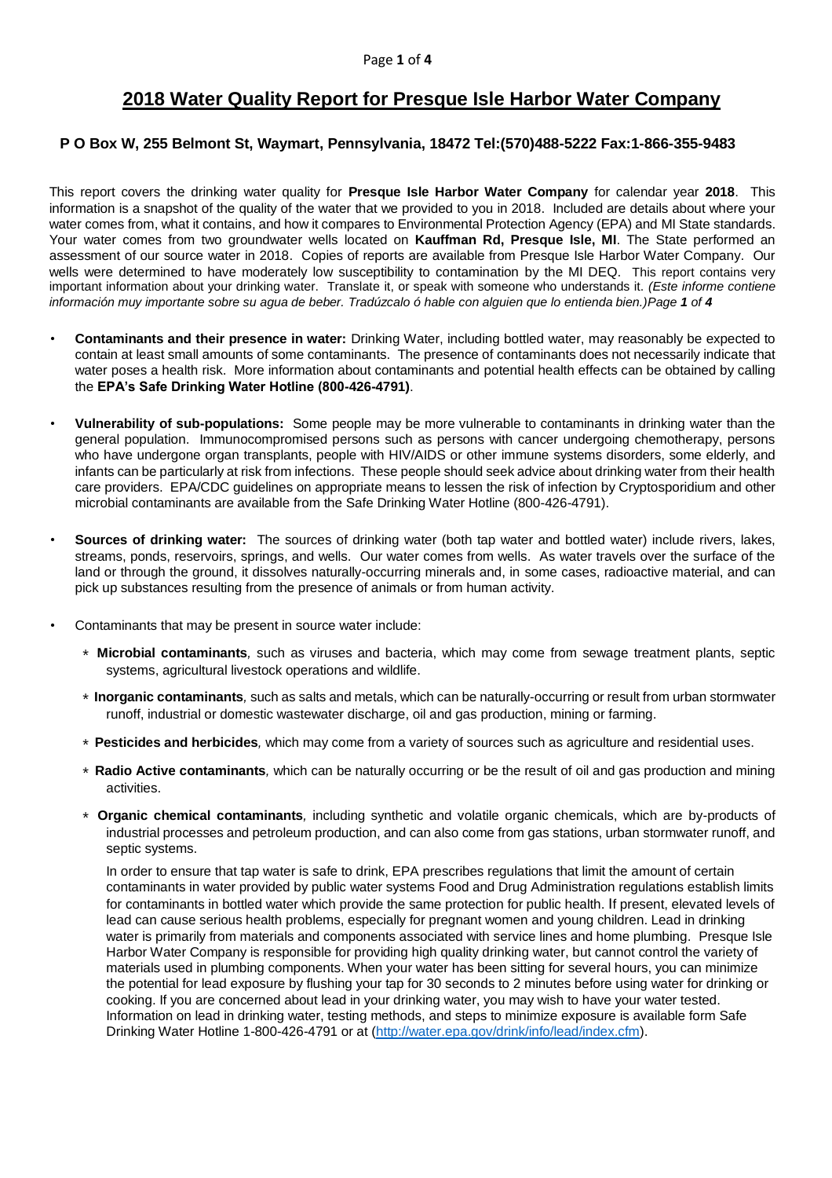# 2018 Water Quality Report for Presque Isle Harbor Water Company

**P O Box W, 255 Belmont St, Waymart, Pennsylvania, 18472 Tel:(570)488-5222 Fax:1-866-355-9483**

This report covers the drinking water quality for **Presque Isle Harbor Water Company** for calendar year **2018**. This information is a snapshot of the quality of the water that we provided to you in 2018. Included are details about where your water comes from, what it contains, and how it compares to Environmental Protection Agency (EPA) and MI State standards. Your water comes from two groundwater wells located on **Kauffman Rd, Presque Isle, MI**. The State performed an assessment of our source water in 2018. Copies of reports are available from Presque Isle Harbor Water Company. Our wells were determined to have moderately low susceptibility to contamination by the MI DEQ. This report contains very important information about your drinking water. Translate it, or speak with someone who understands it. *(Este informe contiene información muy importante sobre su agua de beber. Tradúzcalo ó hable con alguien que lo entienda bien.)*

- **Contaminants and their presence in water:** Drinking Water, including bottled water, may reasonably be expected to contain at least small amounts of some contaminants. The presence of contaminants does not necessarily indicate that water poses a health risk. More information about contaminants and potential health effects can be obtained by calling the **EPA's Safe Drinking Water Hotline (800-426-4791)**.

- **Vulnerability of sub-populations:** Some people may be more vulnerable to contaminants in drinking water than the general population. Immunocompromised persons such as persons with cancer undergoing chemotherapy, persons who have undergone organ transplants, people with HIV/AIDS or other immune systems disorders, some elderly, and infants can be particularly at risk from infections. These people should seek advice about drinking water from their health care providers. EPA/CDC guidelines on appropriate means to lessen the risk of infection by Cryptosporidium and other microbial contaminants are available from the Safe Drinking Water Hotline (800-426-4791).

- **Sources of drinking water:** The sources of drinking water (both tap water and bottled water) include rivers, lakes, streams, ponds, reservoirs, springs, and wells. Our water comes from wells. As water travels over the surface of the land or through the ground, it dissolves naturally-occurring minerals and, in some cases, radioactive material, and can pick up substances resulting from the presence of animals or from human activity.

- Contaminants that may be present in source water include:

  - **Microbial contaminants**, such as viruses and bacteria, which may come from sewage treatment plants, septic systems, agricultural livestock operations and wildlife.
  - **Inorganic contaminants**, such as salts and metals, which can be naturally-occurring or result from urban stormwater runoff, industrial or domestic wastewater discharge, oil and gas production, mining or farming.
  - **Pesticides and herbicides**, which may come from a variety of sources such as agriculture and residential uses.
  - **Radio Active contaminants**, which can be naturally occurring or be the result of oil and gas production and mining activities.
  - **Organic chemical contaminants**, including synthetic and volatile organic chemicals, which are by-products of industrial processes and petroleum production, and can also come from gas stations, urban stormwater runoff, and septic systems.

  In order to ensure that tap water is safe to drink, EPA prescribes regulations that limit the amount of certain contaminants in water provided by public water systems Food and Drug Administration regulations establish limits for contaminants in bottled water which provide the same protection for public health. If present, elevated levels of lead can cause serious health problems, especially for pregnant women and young children. Lead in drinking water is primarily from materials and components associated with service lines and home plumbing. Presque Isle Harbor Water Company is responsible for providing high quality drinking water, but cannot control the variety of materials used in plumbing components. When your water has been sitting for several hours, you can minimize the potential for lead exposure by flushing your tap for 30 seconds to 2 minutes before using water for drinking or cooking. If you are concerned about lead in your drinking water, you may wish to have your water tested. Information on lead in drinking water, testing methods, and steps to minimize exposure is available form Safe Drinking Water Hotline 1-800-426-4791 or at (http://water.epa.gov/drink/info/lead/index.cfm).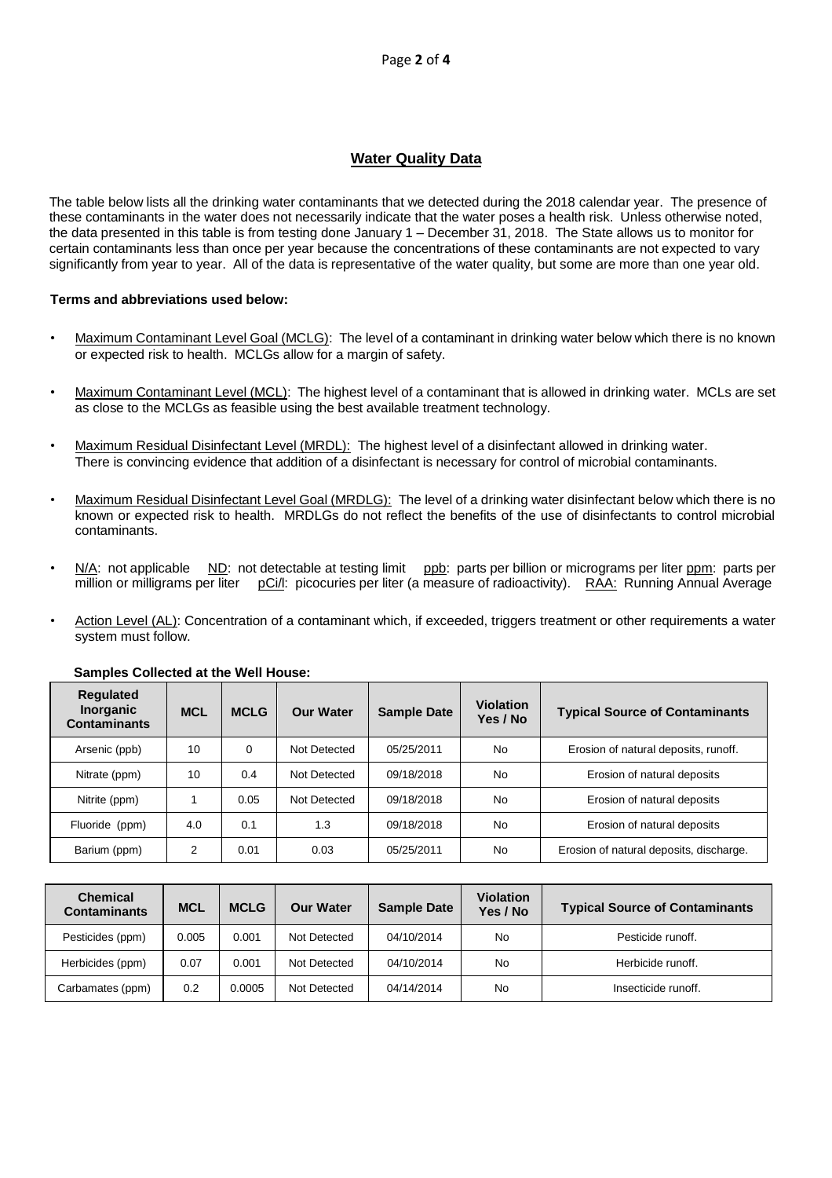## Water Quality Data

The table below lists all the drinking water contaminants that we detected during the 2018 calendar year. The presence of these contaminants in the water does not necessarily indicate that the water poses a health risk. Unless otherwise noted, the data presented in this table is from testing done January 1 – December 31, 2018. The State allows us to monitor for certain contaminants less than once per year because the concentrations of these contaminants are not expected to vary significantly from year to year. All of the data is representative of the water quality, but some are more than one year old.

**Terms and abbreviations used below:**

- Maximum Contaminant Level Goal (MCLG): The level of a contaminant in drinking water below which there is no known or expected risk to health. MCLGs allow for a margin of safety.
- Maximum Contaminant Level (MCL): The highest level of a contaminant that is allowed in drinking water. MCLs are set as close to the MCLGs as feasible using the best available treatment technology.
- Maximum Residual Disinfectant Level (MRDL): The highest level of a disinfectant allowed in drinking water. There is convincing evidence that addition of a disinfectant is necessary for control of microbial contaminants.
- Maximum Residual Disinfectant Level Goal (MRDLG): The level of a drinking water disinfectant below which there is no known or expected risk to health. MRDLGs do not reflect the benefits of the use of disinfectants to control microbial contaminants.
- N/A: not applicable ND: not detectable at testing limit ppb: parts per billion or micrograms per liter ppm: parts per million or milligrams per liter pCi/l: picocuries per liter (a measure of radioactivity). RAA: Running Annual Average
- Action Level (AL): Concentration of a contaminant which, if exceeded, triggers treatment or other requirements a water system must follow.

**Samples Collected at the Well House:**

| Regulated Inorganic Contaminants | MCL | MCLG | Our Water | Sample Date | Violation Yes / No | Typical Source of Contaminants |
|---|---|---|---|---|---|---|
| Arsenic (ppb) | 10 | 0 | Not Detected | 05/25/2011 | No | Erosion of natural deposits, runoff. |
| Nitrate (ppm) | 10 | 0.4 | Not Detected | 09/18/2018 | No | Erosion of natural deposits |
| Nitrite (ppm) | 1 | 0.05 | Not Detected | 09/18/2018 | No | Erosion of natural deposits |
| Fluoride (ppm) | 4.0 | 0.1 | 1.3 | 09/18/2018 | No | Erosion of natural deposits |
| Barium (ppm) | 2 | 0.01 | 0.03 | 05/25/2011 | No | Erosion of natural deposits, discharge. |

| Chemical Contaminants | MCL | MCLG | Our Water | Sample Date | Violation Yes / No | Typical Source of Contaminants |
|---|---|---|---|---|---|---|
| Pesticides (ppm) | 0.005 | 0.001 | Not Detected | 04/10/2014 | No | Pesticide runoff. |
| Herbicides (ppm) | 0.07 | 0.001 | Not Detected | 04/10/2014 | No | Herbicide runoff. |
| Carbamates (ppm) | 0.2 | 0.0005 | Not Detected | 04/14/2014 | No | Insecticide runoff. |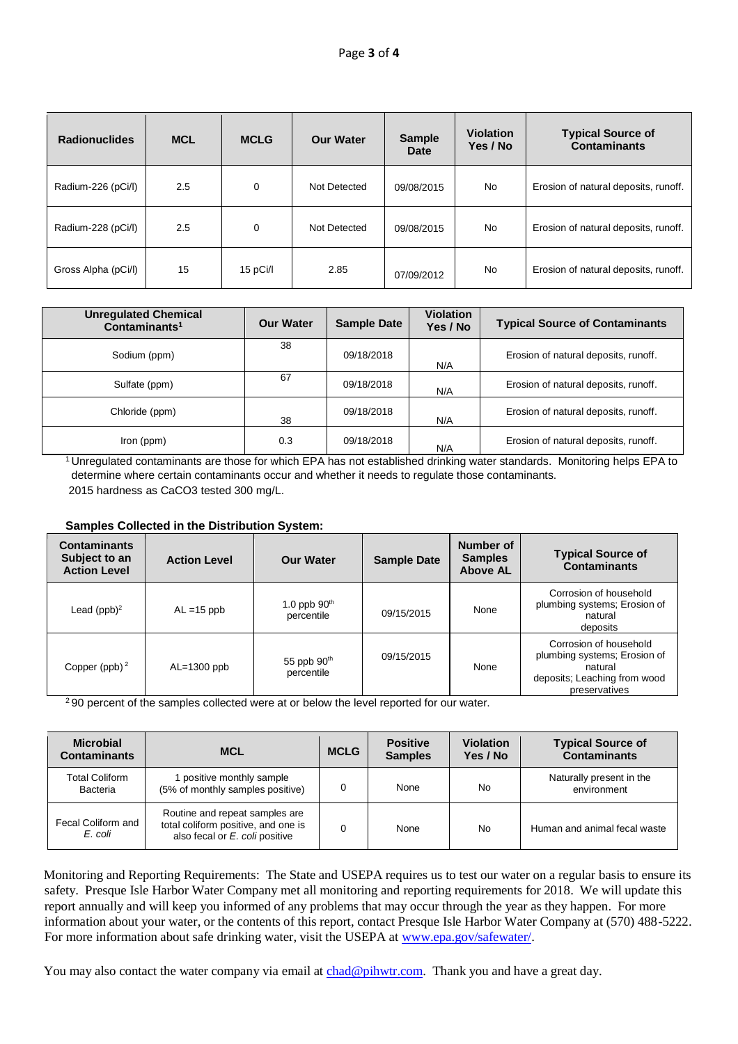| Radionuclides | MCL | MCLG | Our Water | Sample Date | Violation Yes / No | Typical Source of Contaminants |
|---|---|---|---|---|---|---|
| Radium-226 (pCi/l) | 2.5 | 0 | Not Detected | 09/08/2015 | No | Erosion of natural deposits, runoff. |
| Radium-228 (pCi/l) | 2.5 | 0 | Not Detected | 09/08/2015 | No | Erosion of natural deposits, runoff. |
| Gross Alpha (pCi/l) | 15 | 15 pCi/l | 2.85 | 07/09/2012 | No | Erosion of natural deposits, runoff. |

| Unregulated Chemical Contaminants[1] | Our Water | Sample Date | Violation Yes / No | Typical Source of Contaminants |
|---|---|---|---|---|
| Sodium (ppm) | 38 | 09/18/2018 | N/A | Erosion of natural deposits, runoff. |
| Sulfate (ppm) | 67 | 09/18/2018 | N/A | Erosion of natural deposits, runoff. |
| Chloride (ppm) | 38 | 09/18/2018 | N/A | Erosion of natural deposits, runoff. |
| Iron (ppm) | 0.3 | 09/18/2018 | N/A | Erosion of natural deposits, runoff. |

[1] Unregulated contaminants are those for which EPA has not established drinking water standards. Monitoring helps EPA to determine where certain contaminants occur and whether it needs to regulate those contaminants.

2015 hardness as $CaCO_3$ tested 300 mg/L.

**Samples Collected in the Distribution System:**

| Contaminants Subject to an Action Level | Action Level | Our Water | Sample Date | Number of Samples Above AL | Typical Source of Contaminants |
|---|---|---|---|---|---|
| Lead (ppb)[2] | AL =15 ppb | 1.0 ppb 90$^{th}$ percentile | 09/15/2015 | None | Corrosion of household plumbing systems; Erosion of natural deposits |
| Copper (ppb)[2] | AL=1300 ppb | 55 ppb 90$^{th}$ percentile | 09/15/2015 | None | Corrosion of household plumbing systems; Erosion of natural deposits; Leaching from wood preservatives |

[2] 90 percent of the samples collected were at or below the level reported for our water.

| Microbial Contaminants | MCL | MCLG | Positive Samples | Violation Yes / No | Typical Source of Contaminants |
|---|---|---|---|---|---|
| Total Coliform Bacteria | 1 positive monthly sample (5% of monthly samples positive) | 0 | None | No | Naturally present in the environment |
| Fecal Coliform and *E. coli* | Routine and repeat samples are total coliform positive, and one is also fecal or *E. coli* positive | 0 | None | No | Human and animal fecal waste |

Monitoring and Reporting Requirements: The State and USEPA requires us to test our water on a regular basis to ensure its safety. Presque Isle Harbor Water Company met all monitoring and reporting requirements for 2018. We will update this report annually and will keep you informed of any problems that may occur through the year as they happen. For more information about your water, or the contents of this report, contact Presque Isle Harbor Water Company at (570) 488-5222. For more information about safe drinking water, visit the USEPA at www.epa.gov/safewater/.

You may also contact the water company via email at chad@pihwtr.com. Thank you and have a great day.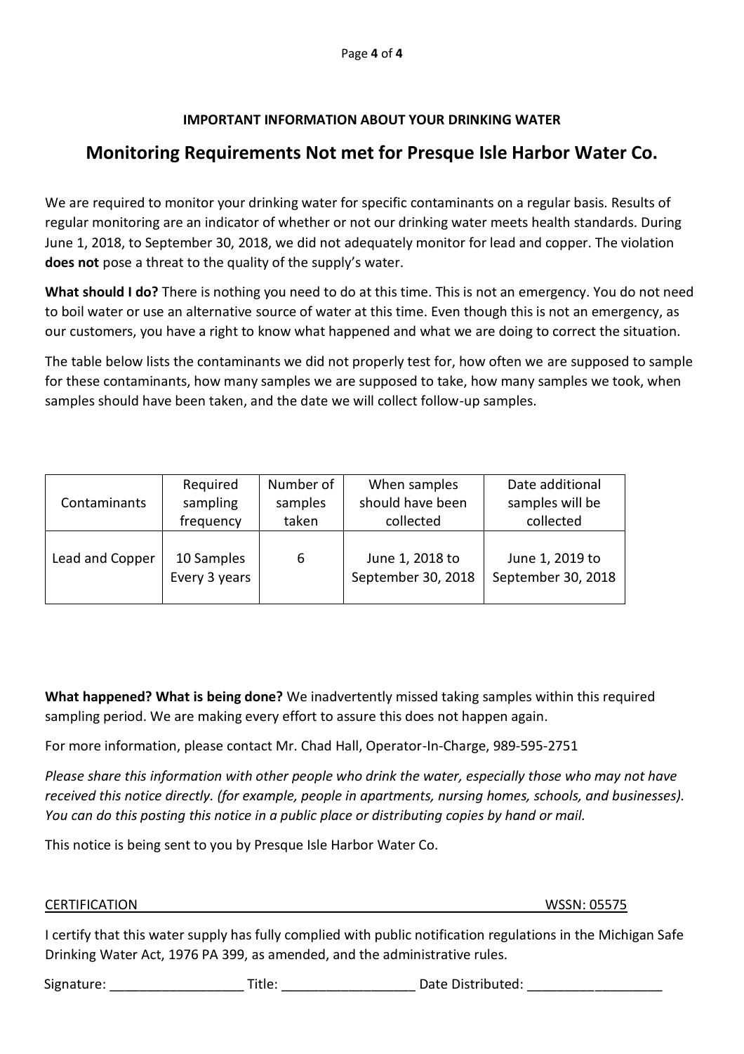**IMPORTANT INFORMATION ABOUT YOUR DRINKING WATER**

# Monitoring Requirements Not met for Presque Isle Harbor Water Co.

We are required to monitor your drinking water for specific contaminants on a regular basis. Results of regular monitoring are an indicator of whether or not our drinking water meets health standards. During June 1, 2018, to September 30, 2018, we did not adequately monitor for lead and copper. The violation **does not** pose a threat to the quality of the supply's water.

**What should I do?** There is nothing you need to do at this time. This is not an emergency. You do not need to boil water or use an alternative source of water at this time. Even though this is not an emergency, as our customers, you have a right to know what happened and what we are doing to correct the situation.

The table below lists the contaminants we did not properly test for, how often we are supposed to sample for these contaminants, how many samples we are supposed to take, how many samples we took, when samples should have been taken, and the date we will collect follow-up samples.

| Contaminants | Required sampling frequency | Number of samples taken | When samples should have been collected | Date additional samples will be collected |
|---|---|---|---|---|
| Lead and Copper | 10 Samples Every 3 years | 6 | June 1, 2018 to September 30, 2018 | June 1, 2019 to September 30, 2018 |

**What happened? What is being done?** We inadvertently missed taking samples within this required sampling period. We are making every effort to assure this does not happen again.

For more information, please contact Mr. Chad Hall, Operator-In-Charge, 989-595-2751

*Please share this information with other people who drink the water, especially those who may not have received this notice directly. (for example, people in apartments, nursing homes, schools, and businesses). You can do this posting this notice in a public place or distributing copies by hand or mail.*

This notice is being sent to you by Presque Isle Harbor Water Co.

CERTIFICATION WSSN: 05575

I certify that this water supply has fully complied with public notification regulations in the Michigan Safe Drinking Water Act, 1976 PA 399, as amended, and the administrative rules.

Signature: __________________ Title: __________________ Date Distributed: __________________